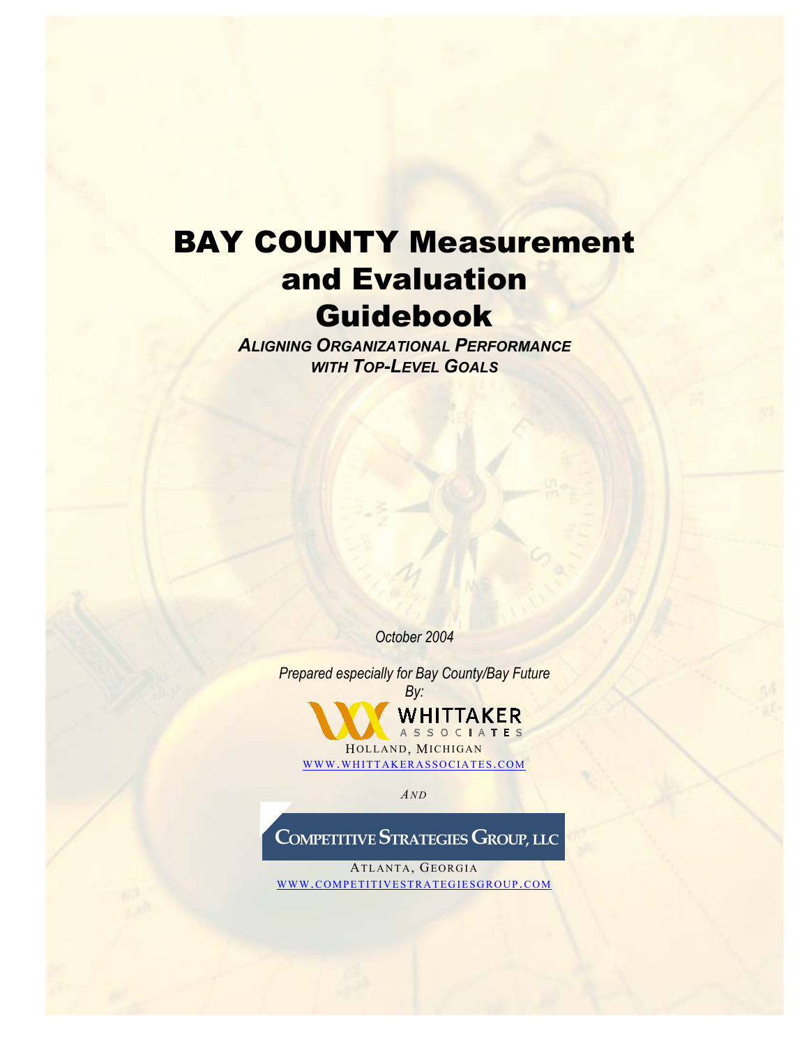# BAY COUNTY Measurement and Evaluation Guidebook

***ALIGNING ORGANIZATIONAL PERFORMANCE WITH TOP-LEVEL GOALS***

*October 2004*

*Prepared especially for Bay County/Bay Future*
*By:*

WHITTAKER ASSOCIATES

HOLLAND, MICHIGAN

WWW.WHITTAKERASSOCIATES.COM

*AND*

COMPETITIVE STRATEGIES GROUP, LLC

ATLANTA, GEORGIA

WWW.COMPETITIVESTRATEGIESGROUP.COM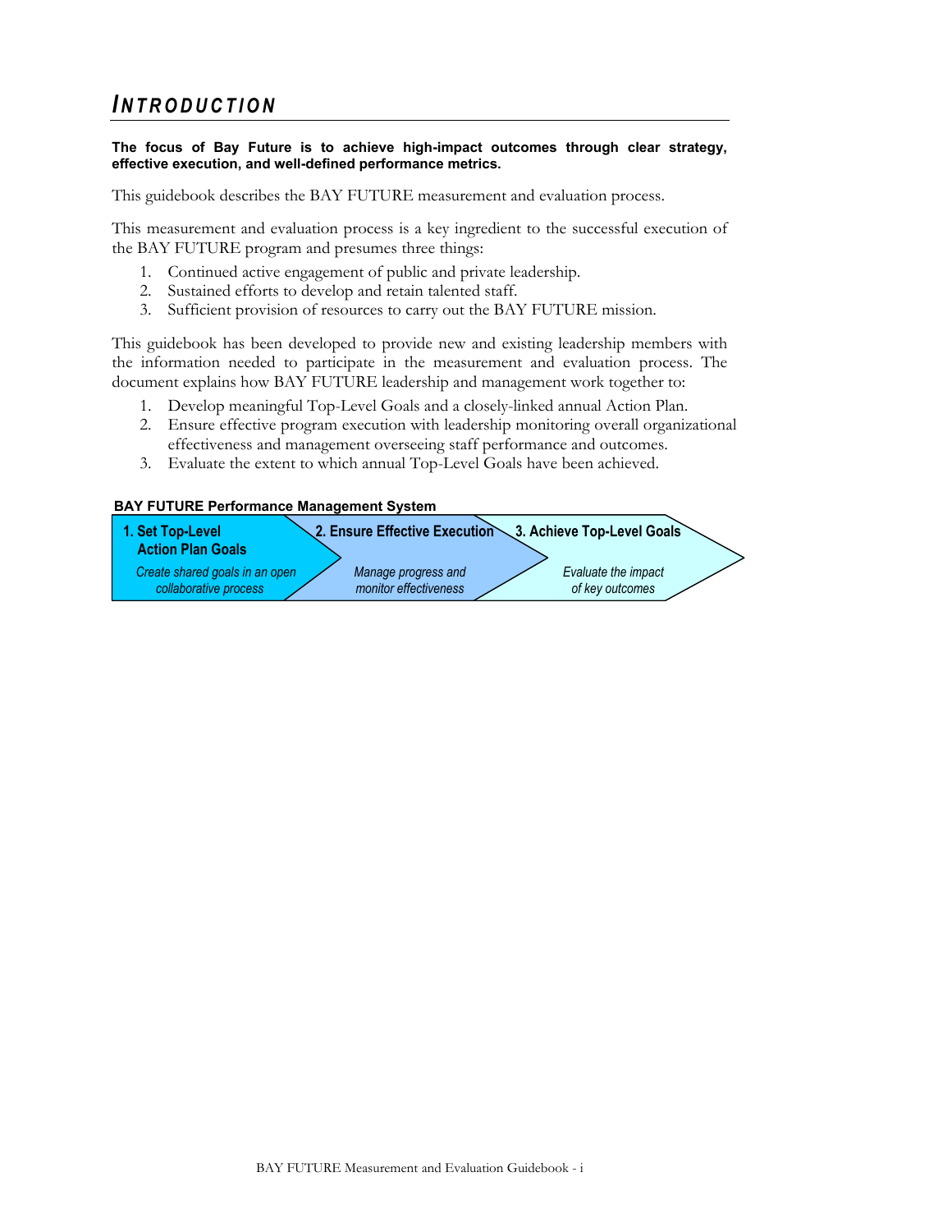# *INTRODUCTION*

**The focus of Bay Future is to achieve high-impact outcomes through clear strategy, effective execution, and well-defined performance metrics.**

This guidebook describes the BAY FUTURE measurement and evaluation process.

This measurement and evaluation process is a key ingredient to the successful execution of the BAY FUTURE program and presumes three things:

1. Continued active engagement of public and private leadership.
2. Sustained efforts to develop and retain talented staff.
3. Sufficient provision of resources to carry out the BAY FUTURE mission.

This guidebook has been developed to provide new and existing leadership members with the information needed to participate in the measurement and evaluation process. The document explains how BAY FUTURE leadership and management work together to:

1. Develop meaningful Top-Level Goals and a closely-linked annual Action Plan.
2. Ensure effective program execution with leadership monitoring overall organizational effectiveness and management overseeing staff performance and outcomes.
3. Evaluate the extent to which annual Top-Level Goals have been achieved.

**BAY FUTURE Performance Management System**

| 1. Set Top-Level Action Plan Goals | 2. Ensure Effective Execution | 3. Achieve Top-Level Goals |
| --- | --- | --- |
| *Create shared goals in an open collaborative process* | *Manage progress and monitor effectiveness* | *Evaluate the impact of key outcomes* |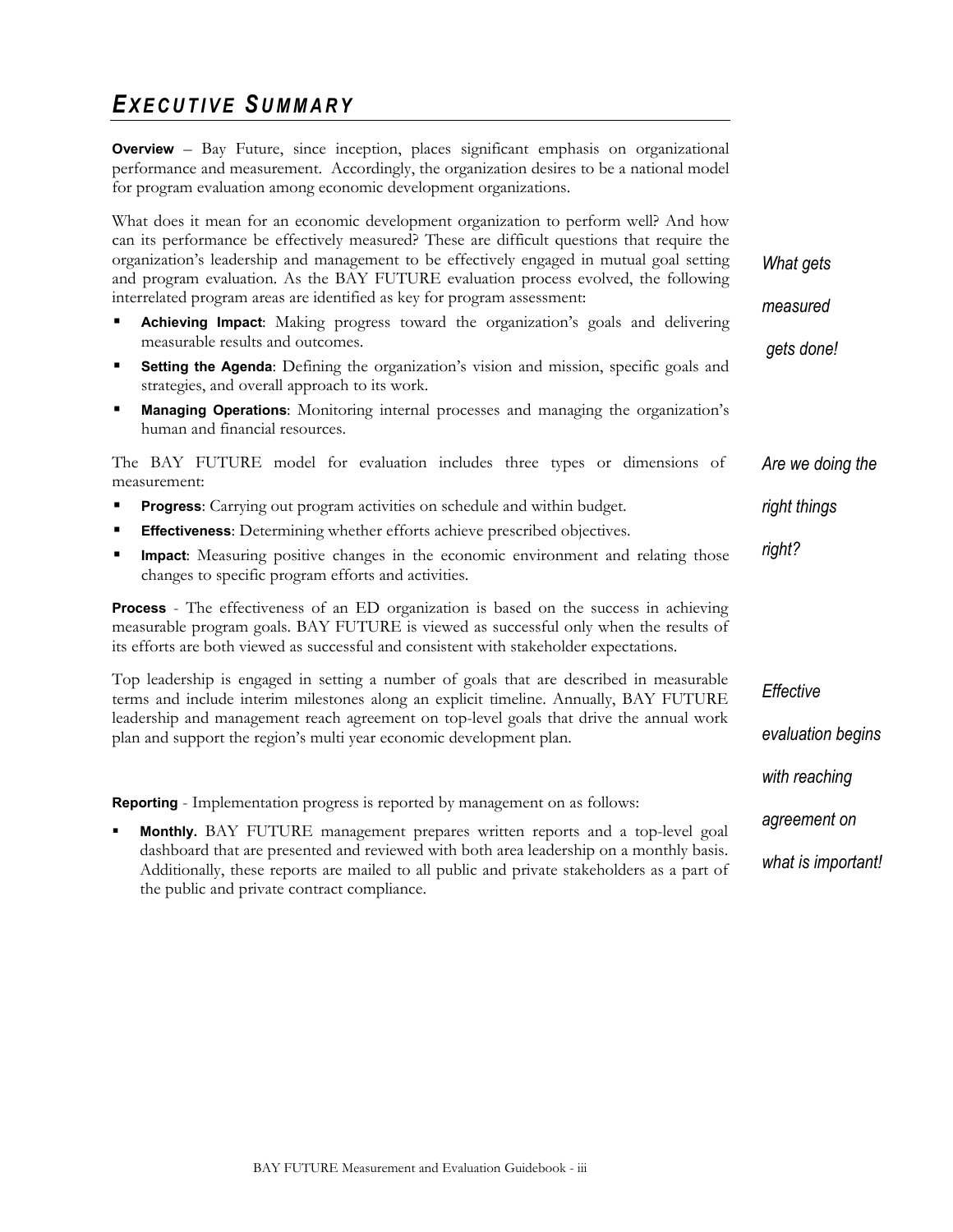# *EXECUTIVE SUMMARY*

**Overview** – Bay Future, since inception, places significant emphasis on organizational performance and measurement. Accordingly, the organization desires to be a national model for program evaluation among economic development organizations.

What does it mean for an economic development organization to perform well? And how can its performance be effectively measured? These are difficult questions that require the organization's leadership and management to be effectively engaged in mutual goal setting and program evaluation. As the BAY FUTURE evaluation process evolved, the following interrelated program areas are identified as key for program assessment:

*What gets measured gets done!*

- **Achieving Impact**: Making progress toward the organization's goals and delivering measurable results and outcomes.
- **Setting the Agenda**: Defining the organization's vision and mission, specific goals and strategies, and overall approach to its work.
- **Managing Operations**: Monitoring internal processes and managing the organization's human and financial resources.

The BAY FUTURE model for evaluation includes three types or dimensions of measurement:

*Are we doing the right things right?*

- **Progress**: Carrying out program activities on schedule and within budget.
- **Effectiveness**: Determining whether efforts achieve prescribed objectives.
- **Impact**: Measuring positive changes in the economic environment and relating those changes to specific program efforts and activities.

**Process** - The effectiveness of an ED organization is based on the success in achieving measurable program goals. BAY FUTURE is viewed as successful only when the results of its efforts are both viewed as successful and consistent with stakeholder expectations.

Top leadership is engaged in setting a number of goals that are described in measurable terms and include interim milestones along an explicit timeline. Annually, BAY FUTURE leadership and management reach agreement on top-level goals that drive the annual work plan and support the region's multi year economic development plan.

*Effective evaluation begins with reaching agreement on what is important!*

**Reporting** - Implementation progress is reported by management on as follows:

- **Monthly.** BAY FUTURE management prepares written reports and a top-level goal dashboard that are presented and reviewed with both area leadership on a monthly basis. Additionally, these reports are mailed to all public and private stakeholders as a part of the public and private contract compliance.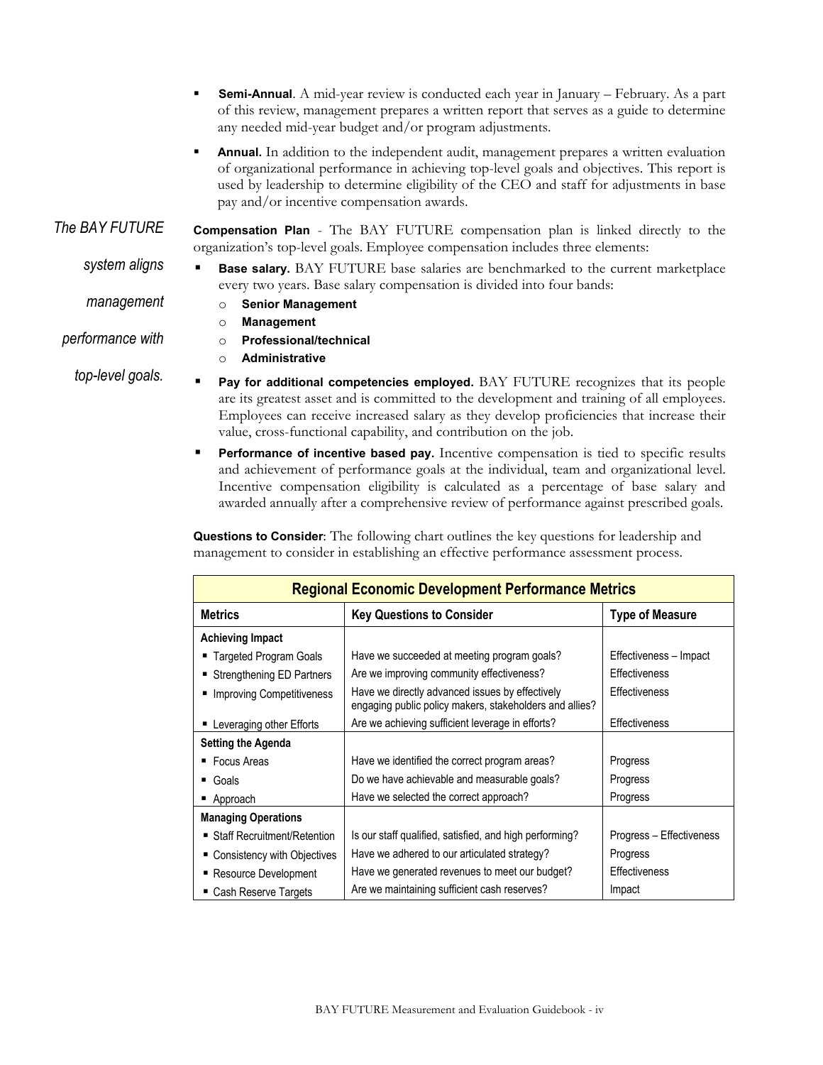- **Semi-Annual**. A mid-year review is conducted each year in January – February. As a part of this review, management prepares a written report that serves as a guide to determine any needed mid-year budget and/or program adjustments.
- **Annual.** In addition to the independent audit, management prepares a written evaluation of organizational performance in achieving top-level goals and objectives. This report is used by leadership to determine eligibility of the CEO and staff for adjustments in base pay and/or incentive compensation awards.

*The BAY FUTURE system aligns management performance with top-level goals.*

**Compensation Plan** - The BAY FUTURE compensation plan is linked directly to the organization's top-level goals. Employee compensation includes three elements:

- **Base salary.** BAY FUTURE base salaries are benchmarked to the current marketplace every two years. Base salary compensation is divided into four bands:
  - **Senior Management**
  - **Management**
  - **Professional/technical**
  - **Administrative**
- **Pay for additional competencies employed.** BAY FUTURE recognizes that its people are its greatest asset and is committed to the development and training of all employees. Employees can receive increased salary as they develop proficiencies that increase their value, cross-functional capability, and contribution on the job.
- **Performance of incentive based pay.** Incentive compensation is tied to specific results and achievement of performance goals at the individual, team and organizational level. Incentive compensation eligibility is calculated as a percentage of base salary and awarded annually after a comprehensive review of performance against prescribed goals.

**Questions to Consider**: The following chart outlines the key questions for leadership and management to consider in establishing an effective performance assessment process.

| Regional Economic Development Performance Metrics | | |
|---|---|---|
| **Metrics** | **Key Questions to Consider** | **Type of Measure** |
| **Achieving Impact** | | |
| ▪ Targeted Program Goals | Have we succeeded at meeting program goals? | Effectiveness – Impact |
| ▪ Strengthening ED Partners | Are we improving community effectiveness? | Effectiveness |
| ▪ Improving Competitiveness | Have we directly advanced issues by effectively engaging public policy makers, stakeholders and allies? | Effectiveness |
| ▪ Leveraging other Efforts | Are we achieving sufficient leverage in efforts? | Effectiveness |
| **Setting the Agenda** | | |
| ▪ Focus Areas | Have we identified the correct program areas? | Progress |
| ▪ Goals | Do we have achievable and measurable goals? | Progress |
| ▪ Approach | Have we selected the correct approach? | Progress |
| **Managing Operations** | | |
| ▪ Staff Recruitment/Retention | Is our staff qualified, satisfied, and high performing? | Progress – Effectiveness |
| ▪ Consistency with Objectives | Have we adhered to our articulated strategy? | Progress |
| ▪ Resource Development | Have we generated revenues to meet our budget? | Effectiveness |
| ▪ Cash Reserve Targets | Are we maintaining sufficient cash reserves? | Impact |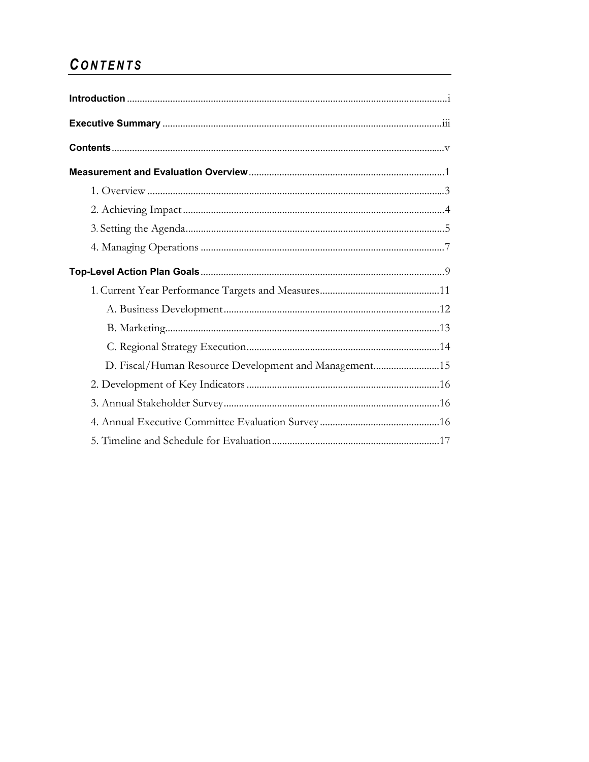# CONTENTS

**Introduction** .............................................................................................................................i

**Executive Summary** .............................................................................................................iii

**Contents** ..................................................................................................................................v

**Measurement and Evaluation Overview** ............................................................................1

- 1. Overview ...................................................................................................................3
- 2. Achieving Impact .....................................................................................................4
- 3. Setting the Agenda....................................................................................................5
- 4. Managing Operations ..............................................................................................7

**Top-Level Action Plan Goals** ...............................................................................................9

- 1. Current Year Performance Targets and Measures...............................................11
  - A. Business Development....................................................................................12
  - B. Marketing..........................................................................................................13
  - C. Regional Strategy Execution...........................................................................14
  - D. Fiscal/Human Resource Development and Management..........................15
- 2. Development of Key Indicators ...........................................................................16
- 3. Annual Stakeholder Survey....................................................................................16
- 4. Annual Executive Committee Evaluation Survey ...............................................16
- 5. Timeline and Schedule for Evaluation.................................................................17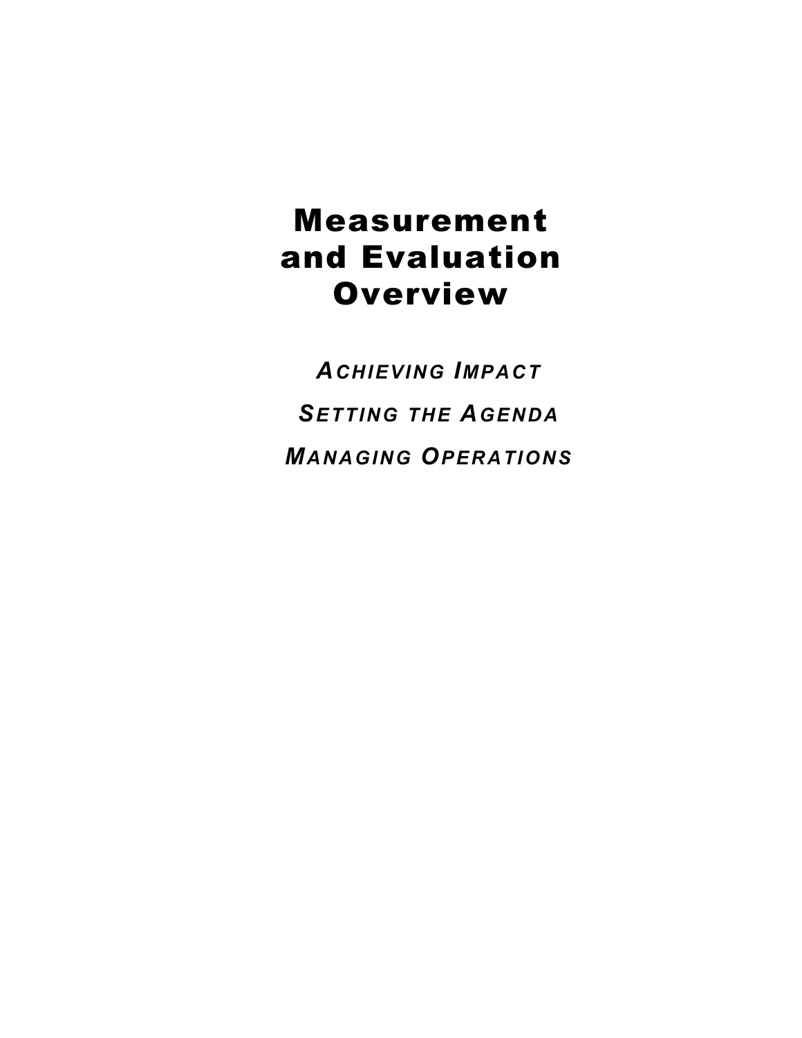# Measurement and Evaluation Overview

***Achieving Impact***

***Setting the Agenda***

***Managing Operations***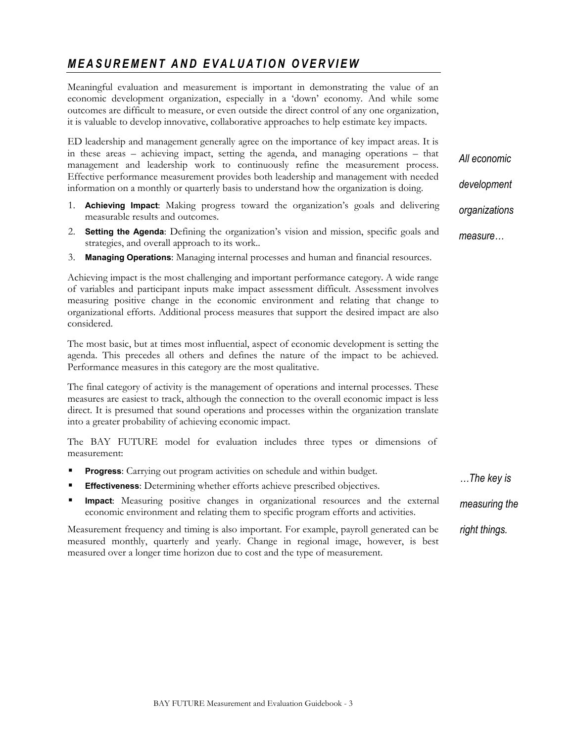# *MEASUREMENT AND EVALUATION OVERVIEW*

Meaningful evaluation and measurement is important in demonstrating the value of an economic development organization, especially in a 'down' economy. And while some outcomes are difficult to measure, or even outside the direct control of any one organization, it is valuable to develop innovative, collaborative approaches to help estimate key impacts.

ED leadership and management generally agree on the importance of key impact areas. It is in these areas – achieving impact, setting the agenda, and managing operations – that management and leadership work to continuously refine the measurement process. Effective performance measurement provides both leadership and management with needed information on a monthly or quarterly basis to understand how the organization is doing.

*All economic development organizations measure…*

1. **Achieving Impact**: Making progress toward the organization's goals and delivering measurable results and outcomes.
2. **Setting the Agenda**: Defining the organization's vision and mission, specific goals and strategies, and overall approach to its work..
3. **Managing Operations**: Managing internal processes and human and financial resources.

Achieving impact is the most challenging and important performance category. A wide range of variables and participant inputs make impact assessment difficult. Assessment involves measuring positive change in the economic environment and relating that change to organizational efforts. Additional process measures that support the desired impact are also considered.

The most basic, but at times most influential, aspect of economic development is setting the agenda. This precedes all others and defines the nature of the impact to be achieved. Performance measures in this category are the most qualitative.

The final category of activity is the management of operations and internal processes. These measures are easiest to track, although the connection to the overall economic impact is less direct. It is presumed that sound operations and processes within the organization translate into a greater probability of achieving economic impact.

The BAY FUTURE model for evaluation includes three types or dimensions of measurement:

- **Progress**: Carrying out program activities on schedule and within budget.
- **Effectiveness**: Determining whether efforts achieve prescribed objectives.
- **Impact**: Measuring positive changes in organizational resources and the external economic environment and relating them to specific program efforts and activities.

*…The key is measuring the right things.*

Measurement frequency and timing is also important. For example, payroll generated can be measured monthly, quarterly and yearly. Change in regional image, however, is best measured over a longer time horizon due to cost and the type of measurement.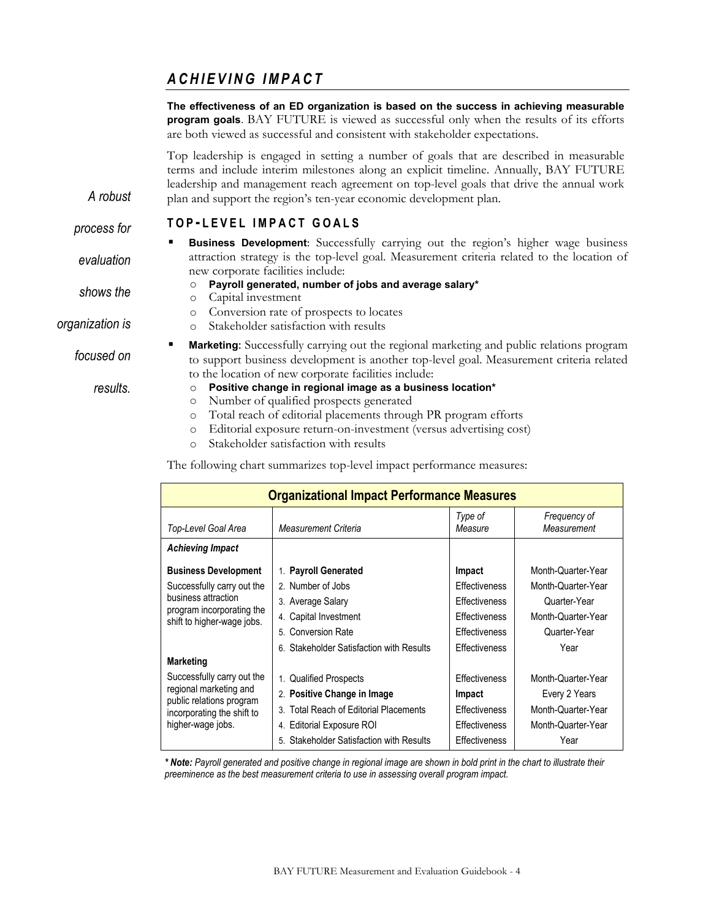## *ACHIEVING IMPACT*

**The effectiveness of an ED organization is based on the success in achieving measurable program goals**. BAY FUTURE is viewed as successful only when the results of its efforts are both viewed as successful and consistent with stakeholder expectations.

Top leadership is engaged in setting a number of goals that are described in measurable terms and include interim milestones along an explicit timeline. Annually, BAY FUTURE leadership and management reach agreement on top-level goals that drive the annual work plan and support the region's ten-year economic development plan.

*A robust process for evaluation shows the organization is focused on results.*

### TOP-LEVEL IMPACT GOALS

- **Business Development**: Successfully carrying out the region's higher wage business attraction strategy is the top-level goal. Measurement criteria related to the location of new corporate facilities include:
  - **Payroll generated, number of jobs and average salary***
  - Capital investment
  - Conversion rate of prospects to locates
  - Stakeholder satisfaction with results
- **Marketing**: Successfully carrying out the regional marketing and public relations program to support business development is another top-level goal. Measurement criteria related to the location of new corporate facilities include:
  - **Positive change in regional image as a business location***
  - Number of qualified prospects generated
  - Total reach of editorial placements through PR program efforts
  - Editorial exposure return-on-investment (versus advertising cost)
  - Stakeholder satisfaction with results

The following chart summarizes top-level impact performance measures:

| Organizational Impact Performance Measures | | | |
|---|---|---|---|
| *Top-Level Goal Area* | *Measurement Criteria* | *Type of Measure* | *Frequency of Measurement* |
| ***Achieving Impact*** | | | |
| **Business Development** | 1. **Payroll Generated** | **Impact** | Month-Quarter-Year |
| Successfully carry out the business attraction program incorporating the shift to higher-wage jobs. | 2. Number of Jobs | Effectiveness | Month-Quarter-Year |
| | 3. Average Salary | Effectiveness | Quarter-Year |
| | 4. Capital Investment | Effectiveness | Month-Quarter-Year |
| | 5. Conversion Rate | Effectiveness | Quarter-Year |
| | 6. Stakeholder Satisfaction with Results | Effectiveness | Year |
| **Marketing** | | | |
| Successfully carry out the regional marketing and public relations program incorporating the shift to higher-wage jobs. | 1. Qualified Prospects | Effectiveness | Month-Quarter-Year |
| | 2. **Positive Change in Image** | **Impact** | Every 2 Years |
| | 3. Total Reach of Editorial Placements | Effectiveness | Month-Quarter-Year |
| | 4. Editorial Exposure ROI | Effectiveness | Month-Quarter-Year |
| | 5. Stakeholder Satisfaction with Results | Effectiveness | Year |

*\* **Note:** Payroll generated and positive change in regional image are shown in bold print in the chart to illustrate their preeminence as the best measurement criteria to use in assessing overall program impact.*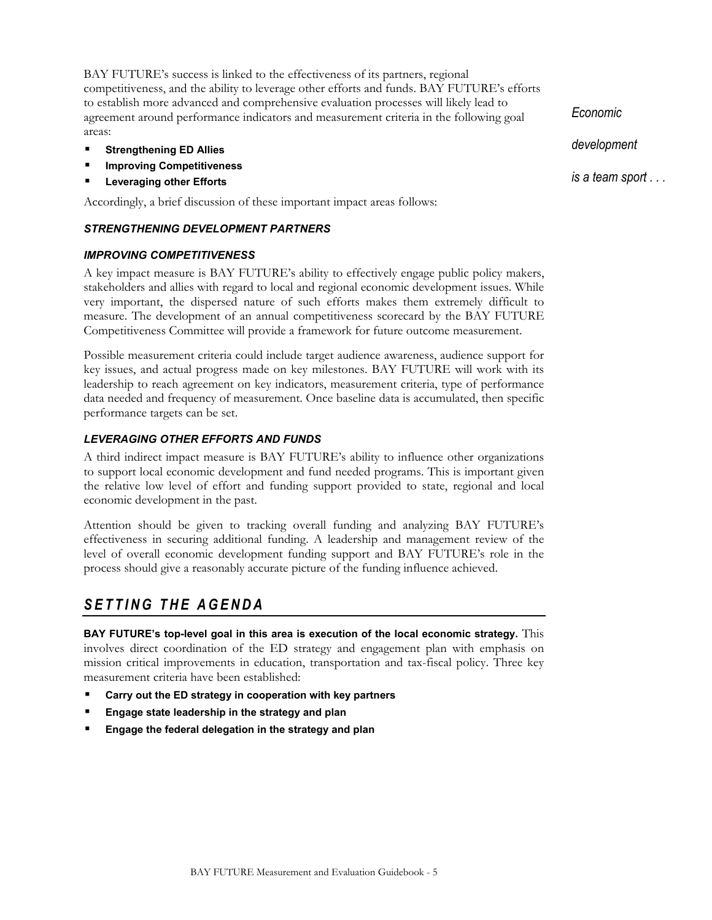BAY FUTURE's success is linked to the effectiveness of its partners, regional competitiveness, and the ability to leverage other efforts and funds. BAY FUTURE's efforts to establish more advanced and comprehensive evaluation processes will likely lead to agreement around performance indicators and measurement criteria in the following goal areas:

*Economic development is a team sport . . .*

- **Strengthening ED Allies**
- **Improving Competitiveness**
- **Leveraging other Efforts**

Accordingly, a brief discussion of these important impact areas follows:

### *STRENGTHENING DEVELOPMENT PARTNERS*

### *IMPROVING COMPETITIVENESS*

A key impact measure is BAY FUTURE's ability to effectively engage public policy makers, stakeholders and allies with regard to local and regional economic development issues. While very important, the dispersed nature of such efforts makes them extremely difficult to measure. The development of an annual competitiveness scorecard by the BAY FUTURE Competitiveness Committee will provide a framework for future outcome measurement.

Possible measurement criteria could include target audience awareness, audience support for key issues, and actual progress made on key milestones. BAY FUTURE will work with its leadership to reach agreement on key indicators, measurement criteria, type of performance data needed and frequency of measurement. Once baseline data is accumulated, then specific performance targets can be set.

### *LEVERAGING OTHER EFFORTS AND FUNDS*

A third indirect impact measure is BAY FUTURE's ability to influence other organizations to support local economic development and fund needed programs. This is important given the relative low level of effort and funding support provided to state, regional and local economic development in the past.

Attention should be given to tracking overall funding and analyzing BAY FUTURE's effectiveness in securing additional funding. A leadership and management review of the level of overall economic development funding support and BAY FUTURE's role in the process should give a reasonably accurate picture of the funding influence achieved.

## *SETTING THE AGENDA*

**BAY FUTURE's top-level goal in this area is execution of the local economic strategy.** This involves direct coordination of the ED strategy and engagement plan with emphasis on mission critical improvements in education, transportation and tax-fiscal policy. Three key measurement criteria have been established:

- **Carry out the ED strategy in cooperation with key partners**
- **Engage state leadership in the strategy and plan**
- **Engage the federal delegation in the strategy and plan**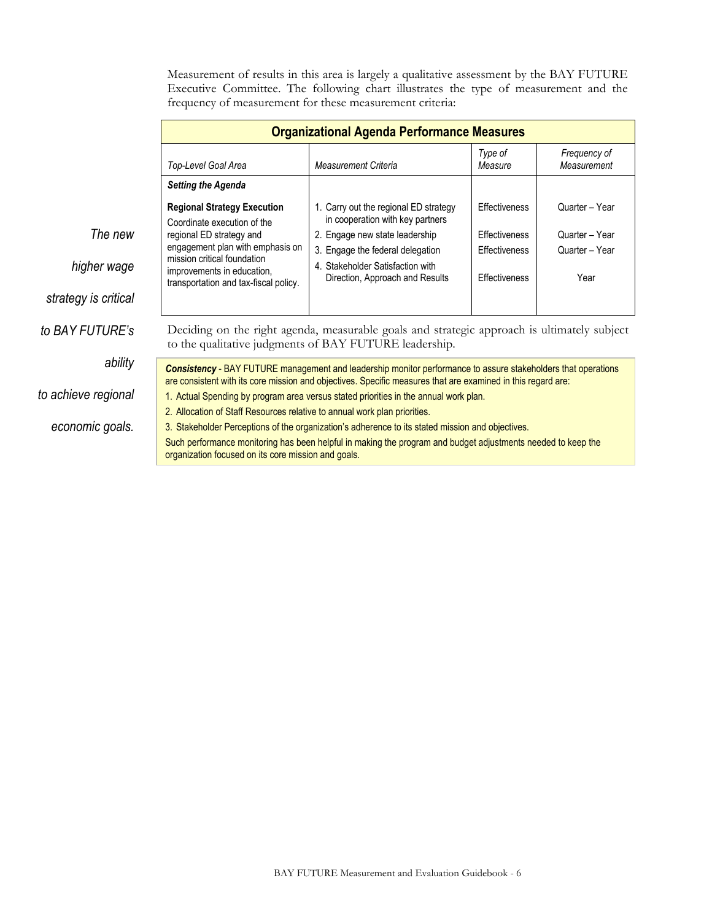Measurement of results in this area is largely a qualitative assessment by the BAY FUTURE Executive Committee. The following chart illustrates the type of measurement and the frequency of measurement for these measurement criteria:

| Organizational Agenda Performance Measures | | | |
|---|---|---|---|
| *Top-Level Goal Area* | *Measurement Criteria* | *Type of Measure* | *Frequency of Measurement* |
| ***Setting the Agenda*** | | | |
| **Regional Strategy Execution** Coordinate execution of the regional ED strategy and engagement plan with emphasis on mission critical foundation improvements in education, transportation and tax-fiscal policy. | 1. Carry out the regional ED strategy in cooperation with key partners | Effectiveness | Quarter – Year |
| | 2. Engage new state leadership | Effectiveness | Quarter – Year |
| | 3. Engage the federal delegation | Effectiveness | Quarter – Year |
| | 4. Stakeholder Satisfaction with Direction, Approach and Results | Effectiveness | Year |

*The new higher wage strategy is critical to BAY FUTURE's ability to achieve regional economic goals.*

Deciding on the right agenda, measurable goals and strategic approach is ultimately subject to the qualitative judgments of BAY FUTURE leadership.

***Consistency*** - BAY FUTURE management and leadership monitor performance to assure stakeholders that operations are consistent with its core mission and objectives. Specific measures that are examined in this regard are:

1. Actual Spending by program area versus stated priorities in the annual work plan.
2. Allocation of Staff Resources relative to annual work plan priorities.
3. Stakeholder Perceptions of the organization's adherence to its stated mission and objectives.

Such performance monitoring has been helpful in making the program and budget adjustments needed to keep the organization focused on its core mission and goals.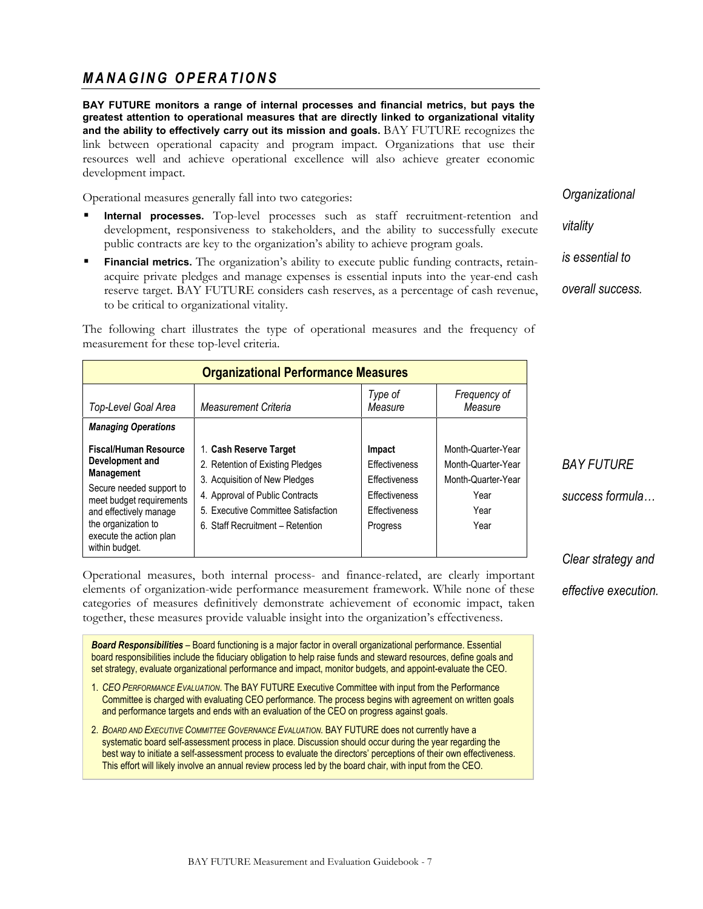# *MANAGING OPERATIONS*

**BAY FUTURE monitors a range of internal processes and financial metrics, but pays the greatest attention to operational measures that are directly linked to organizational vitality and the ability to effectively carry out its mission and goals.** BAY FUTURE recognizes the link between operational capacity and program impact. Organizations that use their resources well and achieve operational excellence will also achieve greater economic development impact.

*Organizational vitality is essential to overall success.*

Operational measures generally fall into two categories:

- **Internal processes.** Top-level processes such as staff recruitment-retention and development, responsiveness to stakeholders, and the ability to successfully execute public contracts are key to the organization's ability to achieve program goals.
- **Financial metrics.** The organization's ability to execute public funding contracts, retain-acquire private pledges and manage expenses is essential inputs into the year-end cash reserve target. BAY FUTURE considers cash reserves, as a percentage of cash revenue, to be critical to organizational vitality.

The following chart illustrates the type of operational measures and the frequency of measurement for these top-level criteria.

| **Organizational Performance Measures** | | | |
|---|---|---|---|
| *Top-Level Goal Area* | *Measurement Criteria* | *Type of Measure* | *Frequency of Measure* |
| ***Managing Operations*** | | | |
| **Fiscal/Human Resource Development and Management**<br>Secure needed support to meet budget requirements and effectively manage the organization to execute the action plan within budget. | 1. **Cash Reserve Target**<br>2. Retention of Existing Pledges<br>3. Acquisition of New Pledges<br>4. Approval of Public Contracts<br>5. Executive Committee Satisfaction<br>6. Staff Recruitment – Retention | **Impact**<br>Effectiveness<br>Effectiveness<br>Effectiveness<br>Effectiveness<br>Progress | Month-Quarter-Year<br>Month-Quarter-Year<br>Month-Quarter-Year<br>Year<br>Year<br>Year |

*BAY FUTURE success formula…*

*Clear strategy and effective execution.*

Operational measures, both internal process- and finance-related, are clearly important elements of organization-wide performance measurement framework. While none of these categories of measures definitively demonstrate achievement of economic impact, taken together, these measures provide valuable insight into the organization's effectiveness.

***Board Responsibilities*** – Board functioning is a major factor in overall organizational performance. Essential board responsibilities include the fiduciary obligation to help raise funds and steward resources, define goals and set strategy, evaluate organizational performance and impact, monitor budgets, and appoint-evaluate the CEO.

1. *CEO PERFORMANCE EVALUATION*. The BAY FUTURE Executive Committee with input from the Performance Committee is charged with evaluating CEO performance. The process begins with agreement on written goals and performance targets and ends with an evaluation of the CEO on progress against goals.
2. *BOARD AND EXECUTIVE COMMITTEE GOVERNANCE EVALUATION*. BAY FUTURE does not currently have a systematic board self-assessment process in place. Discussion should occur during the year regarding the best way to initiate a self-assessment process to evaluate the directors' perceptions of their own effectiveness. This effort will likely involve an annual review process led by the board chair, with input from the CEO.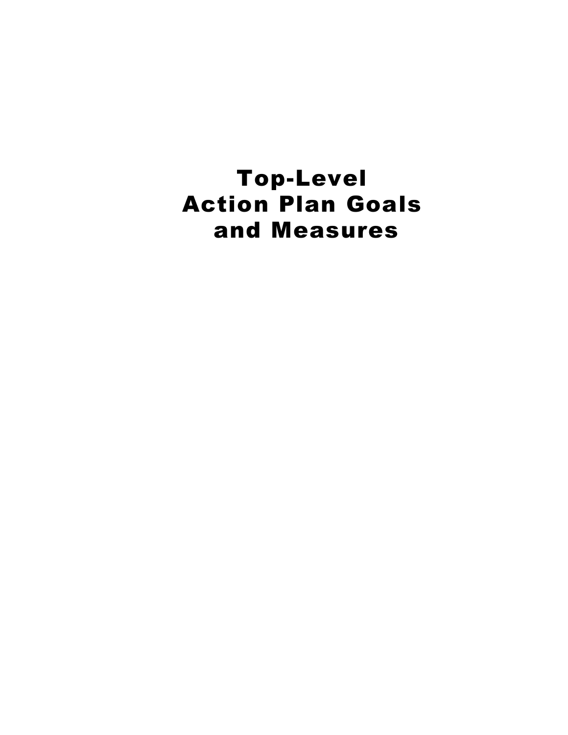# Top-Level Action Plan Goals and Measures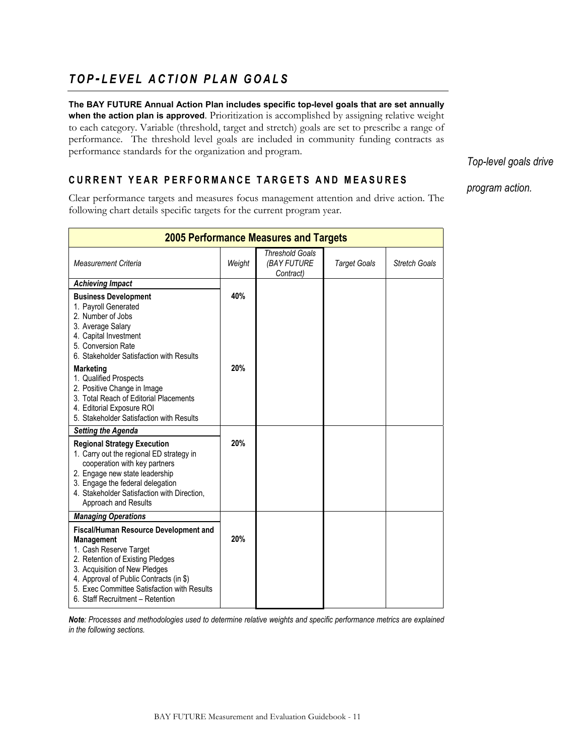## *TOP-LEVEL ACTION PLAN GOALS*

**The BAY FUTURE Annual Action Plan includes specific top-level goals that are set annually when the action plan is approved**. Prioritization is accomplished by assigning relative weight to each category. Variable (threshold, target and stretch) goals are set to prescribe a range of performance. The threshold level goals are included in community funding contracts as performance standards for the organization and program.

*Top-level goals drive program action.*

### CURRENT YEAR PERFORMANCE TARGETS AND MEASURES

Clear performance targets and measures focus management attention and drive action. The following chart details specific targets for the current program year.

**2005 Performance Measures and Targets**

| *Measurement Criteria* | *Weight* | *Threshold Goals (BAY FUTURE Contract)* | *Target Goals* | *Stretch Goals* |
|---|---|---|---|---|
| ***Achieving Impact*** | | | | |
| **Business Development**<br>1. Payroll Generated<br>2. Number of Jobs<br>3. Average Salary<br>4. Capital Investment<br>5. Conversion Rate<br>6. Stakeholder Satisfaction with Results | **40%** | | | |
| **Marketing**<br>1. Qualified Prospects<br>2. Positive Change in Image<br>3. Total Reach of Editorial Placements<br>4. Editorial Exposure ROI<br>5. Stakeholder Satisfaction with Results | **20%** | | | |
| ***Setting the Agenda*** | | | | |
| **Regional Strategy Execution**<br>1. Carry out the regional ED strategy in cooperation with key partners<br>2. Engage new state leadership<br>3. Engage the federal delegation<br>4. Stakeholder Satisfaction with Direction, Approach and Results | **20%** | | | |
| ***Managing Operations*** | | | | |
| **Fiscal/Human Resource Development and Management**<br>1. Cash Reserve Target<br>2. Retention of Existing Pledges<br>3. Acquisition of New Pledges<br>4. Approval of Public Contracts (in $)<br>5. Exec Committee Satisfaction with Results<br>6. Staff Recruitment – Retention | **20%** | | | |

***Note**: Processes and methodologies used to determine relative weights and specific performance metrics are explained in the following sections.*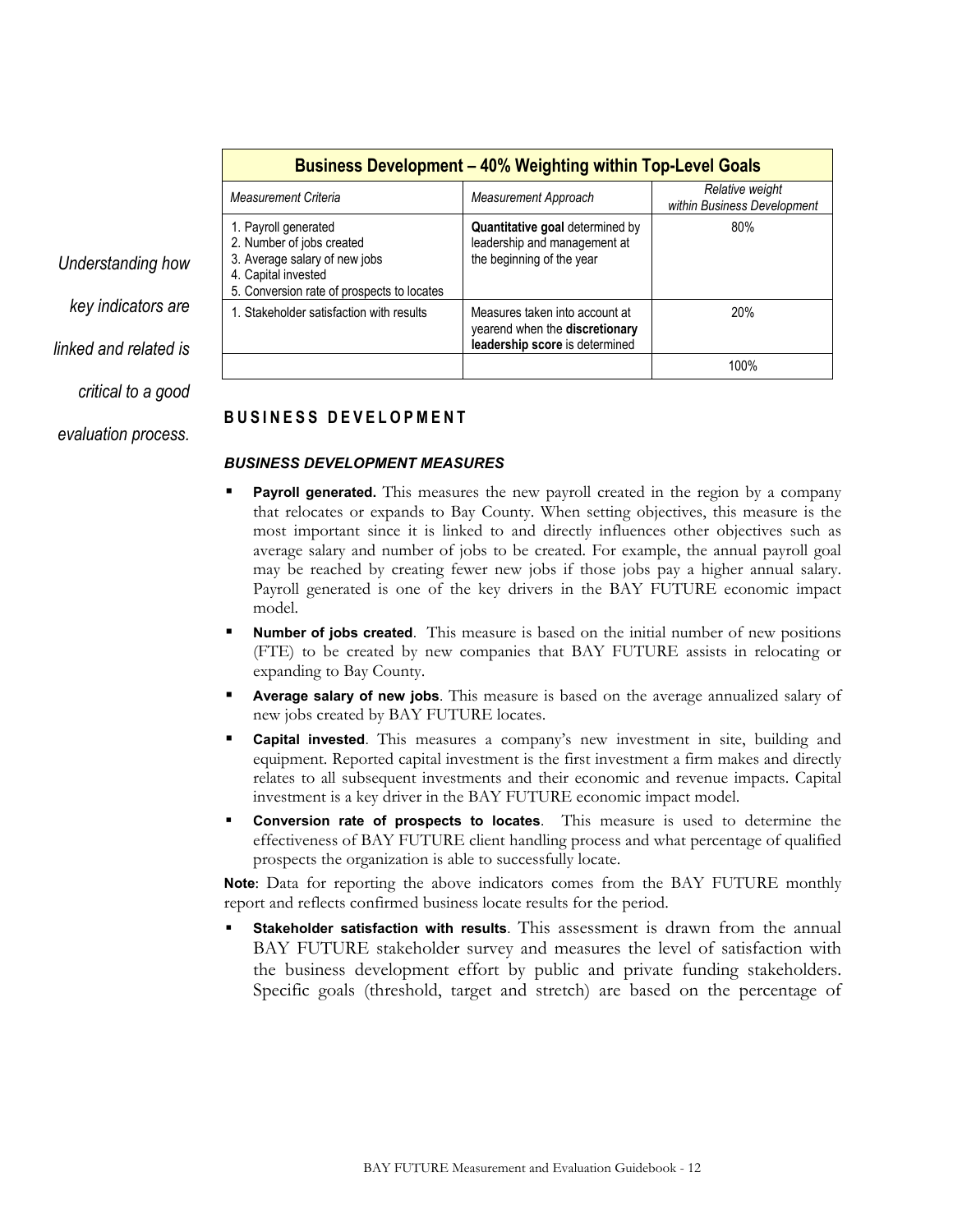| Business Development – 40% Weighting within Top-Level Goals | | |
|---|---|---|
| *Measurement Criteria* | *Measurement Approach* | *Relative weight within Business Development* |
| 1. Payroll generated<br>2. Number of jobs created<br>3. Average salary of new jobs<br>4. Capital invested<br>5. Conversion rate of prospects to locates | **Quantitative goal** determined by leadership and management at the beginning of the year | 80% |
| 1. Stakeholder satisfaction with results | Measures taken into account at yearend when the **discretionary leadership score** is determined | 20% |
| | | 100% |

*Understanding how key indicators are linked and related is critical to a good evaluation process.*

## BUSINESS DEVELOPMENT

### *BUSINESS DEVELOPMENT MEASURES*

- **Payroll generated.** This measures the new payroll created in the region by a company that relocates or expands to Bay County. When setting objectives, this measure is the most important since it is linked to and directly influences other objectives such as average salary and number of jobs to be created. For example, the annual payroll goal may be reached by creating fewer new jobs if those jobs pay a higher annual salary. Payroll generated is one of the key drivers in the BAY FUTURE economic impact model.
- **Number of jobs created**. This measure is based on the initial number of new positions (FTE) to be created by new companies that BAY FUTURE assists in relocating or expanding to Bay County.
- **Average salary of new jobs**. This measure is based on the average annualized salary of new jobs created by BAY FUTURE locates.
- **Capital invested**. This measures a company's new investment in site, building and equipment. Reported capital investment is the first investment a firm makes and directly relates to all subsequent investments and their economic and revenue impacts. Capital investment is a key driver in the BAY FUTURE economic impact model.
- **Conversion rate of prospects to locates**. This measure is used to determine the effectiveness of BAY FUTURE client handling process and what percentage of qualified prospects the organization is able to successfully locate.

**Note**: Data for reporting the above indicators comes from the BAY FUTURE monthly report and reflects confirmed business locate results for the period.

- **Stakeholder satisfaction with results**. This assessment is drawn from the annual BAY FUTURE stakeholder survey and measures the level of satisfaction with the business development effort by public and private funding stakeholders. Specific goals (threshold, target and stretch) are based on the percentage of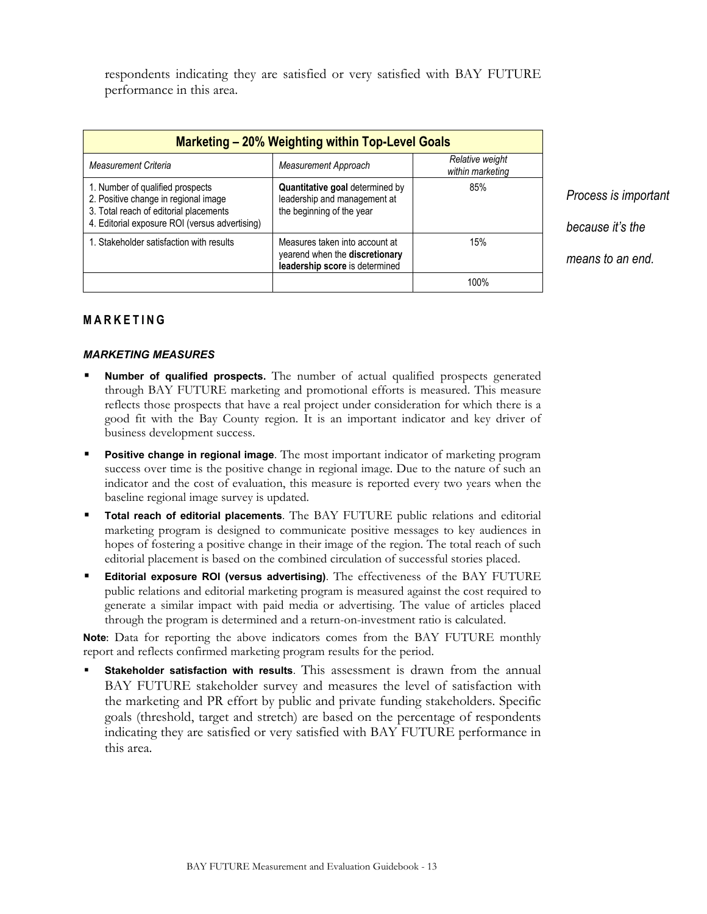respondents indicating they are satisfied or very satisfied with BAY FUTURE performance in this area.

| **Marketing – 20% Weighting within Top-Level Goals** | | |
|---|---|---|
| *Measurement Criteria* | *Measurement Approach* | *Relative weight within marketing* |
| 1. Number of qualified prospects<br>2. Positive change in regional image<br>3. Total reach of editorial placements<br>4. Editorial exposure ROI (versus advertising) | **Quantitative goal** determined by leadership and management at the beginning of the year | 85% |
| 1. Stakeholder satisfaction with results | Measures taken into account at yearend when the **discretionary leadership score** is determined | 15% |
| | | 100% |

*Process is important because it's the means to an end.*

## MARKETING

### *MARKETING MEASURES*

- **Number of qualified prospects.** The number of actual qualified prospects generated through BAY FUTURE marketing and promotional efforts is measured. This measure reflects those prospects that have a real project under consideration for which there is a good fit with the Bay County region. It is an important indicator and key driver of business development success.
- **Positive change in regional image**. The most important indicator of marketing program success over time is the positive change in regional image. Due to the nature of such an indicator and the cost of evaluation, this measure is reported every two years when the baseline regional image survey is updated.
- **Total reach of editorial placements**. The BAY FUTURE public relations and editorial marketing program is designed to communicate positive messages to key audiences in hopes of fostering a positive change in their image of the region. The total reach of such editorial placement is based on the combined circulation of successful stories placed.
- **Editorial exposure ROI (versus advertising)**. The effectiveness of the BAY FUTURE public relations and editorial marketing program is measured against the cost required to generate a similar impact with paid media or advertising. The value of articles placed through the program is determined and a return-on-investment ratio is calculated.

**Note**: Data for reporting the above indicators comes from the BAY FUTURE monthly report and reflects confirmed marketing program results for the period.

- **Stakeholder satisfaction with results**. This assessment is drawn from the annual BAY FUTURE stakeholder survey and measures the level of satisfaction with the marketing and PR effort by public and private funding stakeholders. Specific goals (threshold, target and stretch) are based on the percentage of respondents indicating they are satisfied or very satisfied with BAY FUTURE performance in this area.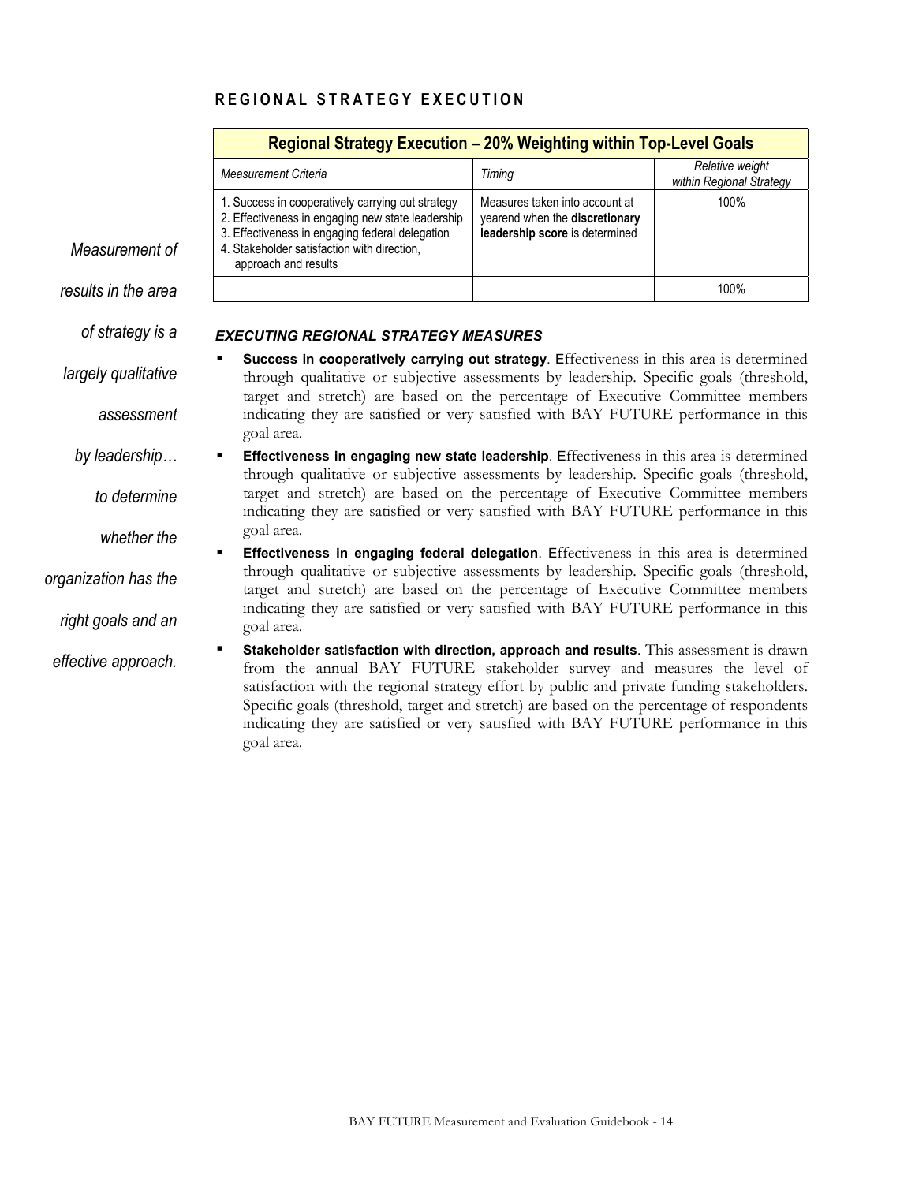## REGIONAL STRATEGY EXECUTION

| Regional Strategy Execution – 20% Weighting within Top-Level Goals | | |
|---|---|---|
| *Measurement Criteria* | *Timing* | *Relative weight within Regional Strategy* |
| 1. Success in cooperatively carrying out strategy<br>2. Effectiveness in engaging new state leadership<br>3. Effectiveness in engaging federal delegation<br>4. Stakeholder satisfaction with direction, approach and results | Measures taken into account at yearend when the **discretionary leadership score** is determined | 100% |
| | | 100% |

*Measurement of results in the area of strategy is a largely qualitative assessment by leadership… to determine whether the organization has the right goals and an effective approach.*

### *EXECUTING REGIONAL STRATEGY MEASURES*

- **Success in cooperatively carrying out strategy**. Effectiveness in this area is determined through qualitative or subjective assessments by leadership. Specific goals (threshold, target and stretch) are based on the percentage of Executive Committee members indicating they are satisfied or very satisfied with BAY FUTURE performance in this goal area.
- **Effectiveness in engaging new state leadership**. Effectiveness in this area is determined through qualitative or subjective assessments by leadership. Specific goals (threshold, target and stretch) are based on the percentage of Executive Committee members indicating they are satisfied or very satisfied with BAY FUTURE performance in this goal area.
- **Effectiveness in engaging federal delegation**. Effectiveness in this area is determined through qualitative or subjective assessments by leadership. Specific goals (threshold, target and stretch) are based on the percentage of Executive Committee members indicating they are satisfied or very satisfied with BAY FUTURE performance in this goal area.
- **Stakeholder satisfaction with direction, approach and results**. This assessment is drawn from the annual BAY FUTURE stakeholder survey and measures the level of satisfaction with the regional strategy effort by public and private funding stakeholders. Specific goals (threshold, target and stretch) are based on the percentage of respondents indicating they are satisfied or very satisfied with BAY FUTURE performance in this goal area.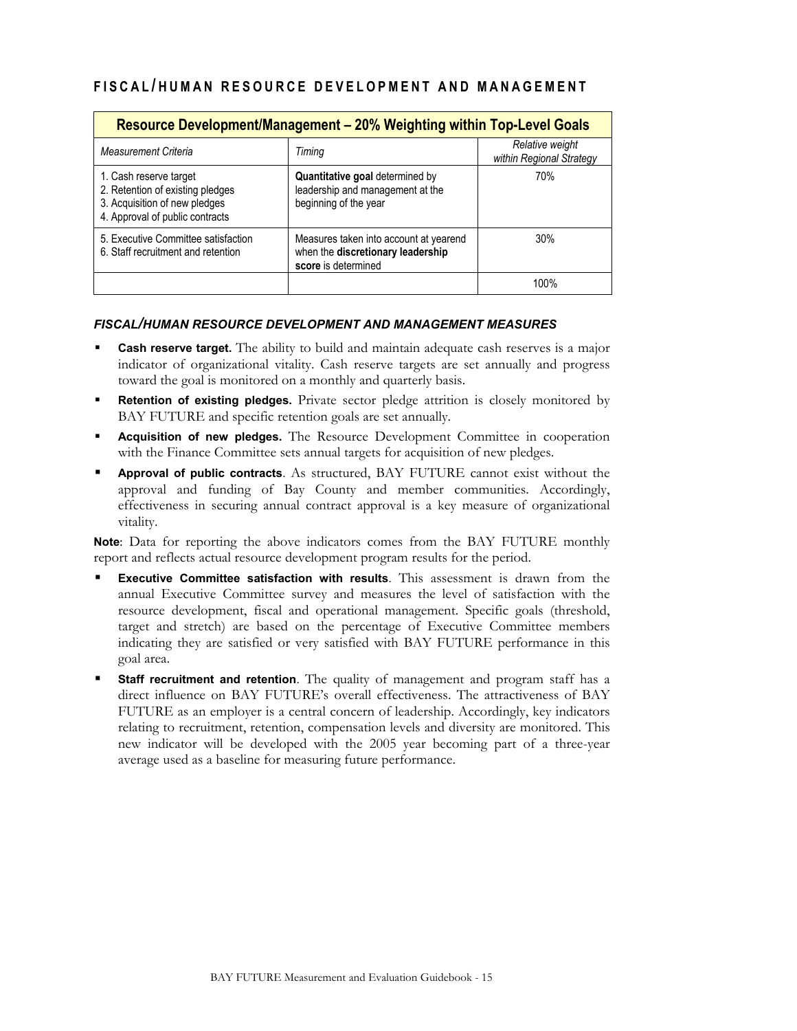## FISCAL/HUMAN RESOURCE DEVELOPMENT AND MANAGEMENT

| Resource Development/Management – 20% Weighting within Top-Level Goals | | |
|---|---|---|
| *Measurement Criteria* | *Timing* | *Relative weight within Regional Strategy* |
| 1. Cash reserve target<br>2. Retention of existing pledges<br>3. Acquisition of new pledges<br>4. Approval of public contracts | **Quantitative goal** determined by leadership and management at the beginning of the year | 70% |
| 5. Executive Committee satisfaction<br>6. Staff recruitment and retention | Measures taken into account at yearend when the **discretionary leadership score** is determined | 30% |
| | | 100% |

### *FISCAL/HUMAN RESOURCE DEVELOPMENT AND MANAGEMENT MEASURES*

- **Cash reserve target.** The ability to build and maintain adequate cash reserves is a major indicator of organizational vitality. Cash reserve targets are set annually and progress toward the goal is monitored on a monthly and quarterly basis.
- **Retention of existing pledges.** Private sector pledge attrition is closely monitored by BAY FUTURE and specific retention goals are set annually.
- **Acquisition of new pledges.** The Resource Development Committee in cooperation with the Finance Committee sets annual targets for acquisition of new pledges.
- **Approval of public contracts**. As structured, BAY FUTURE cannot exist without the approval and funding of Bay County and member communities. Accordingly, effectiveness in securing annual contract approval is a key measure of organizational vitality.

**Note**: Data for reporting the above indicators comes from the BAY FUTURE monthly report and reflects actual resource development program results for the period.

- **Executive Committee satisfaction with results**. This assessment is drawn from the annual Executive Committee survey and measures the level of satisfaction with the resource development, fiscal and operational management. Specific goals (threshold, target and stretch) are based on the percentage of Executive Committee members indicating they are satisfied or very satisfied with BAY FUTURE performance in this goal area.
- **Staff recruitment and retention**. The quality of management and program staff has a direct influence on BAY FUTURE's overall effectiveness. The attractiveness of BAY FUTURE as an employer is a central concern of leadership. Accordingly, key indicators relating to recruitment, retention, compensation levels and diversity are monitored. This new indicator will be developed with the 2005 year becoming part of a three-year average used as a baseline for measuring future performance.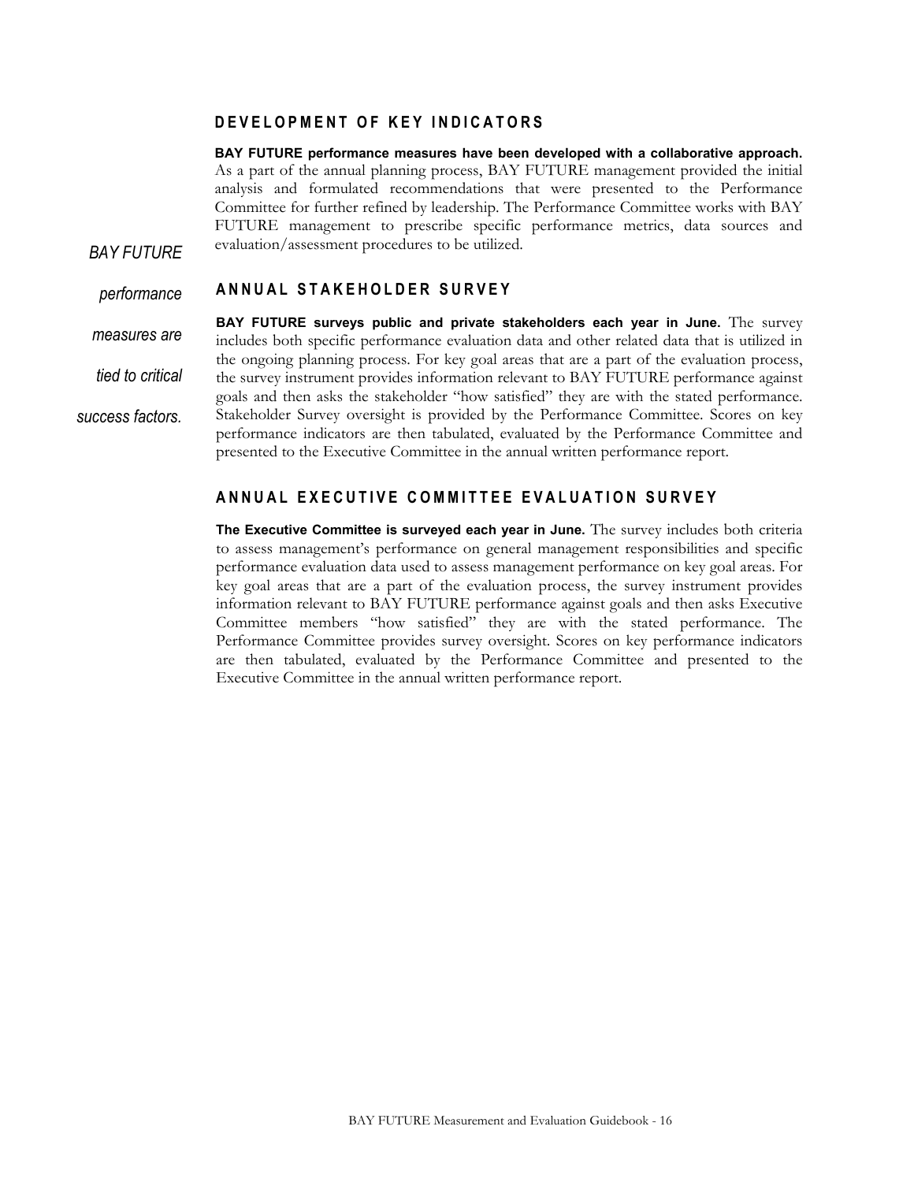## DEVELOPMENT OF KEY INDICATORS

**BAY FUTURE performance measures have been developed with a collaborative approach.** As a part of the annual planning process, BAY FUTURE management provided the initial analysis and formulated recommendations that were presented to the Performance Committee for further refined by leadership. The Performance Committee works with BAY FUTURE management to prescribe specific performance metrics, data sources and evaluation/assessment procedures to be utilized.

*BAY FUTURE performance measures are tied to critical success factors.*

## ANNUAL STAKEHOLDER SURVEY

**BAY FUTURE surveys public and private stakeholders each year in June.** The survey includes both specific performance evaluation data and other related data that is utilized in the ongoing planning process. For key goal areas that are a part of the evaluation process, the survey instrument provides information relevant to BAY FUTURE performance against goals and then asks the stakeholder "how satisfied" they are with the stated performance. Stakeholder Survey oversight is provided by the Performance Committee. Scores on key performance indicators are then tabulated, evaluated by the Performance Committee and presented to the Executive Committee in the annual written performance report.

## ANNUAL EXECUTIVE COMMITTEE EVALUATION SURVEY

**The Executive Committee is surveyed each year in June.** The survey includes both criteria to assess management's performance on general management responsibilities and specific performance evaluation data used to assess management performance on key goal areas. For key goal areas that are a part of the evaluation process, the survey instrument provides information relevant to BAY FUTURE performance against goals and then asks Executive Committee members "how satisfied" they are with the stated performance. The Performance Committee provides survey oversight. Scores on key performance indicators are then tabulated, evaluated by the Performance Committee and presented to the Executive Committee in the annual written performance report.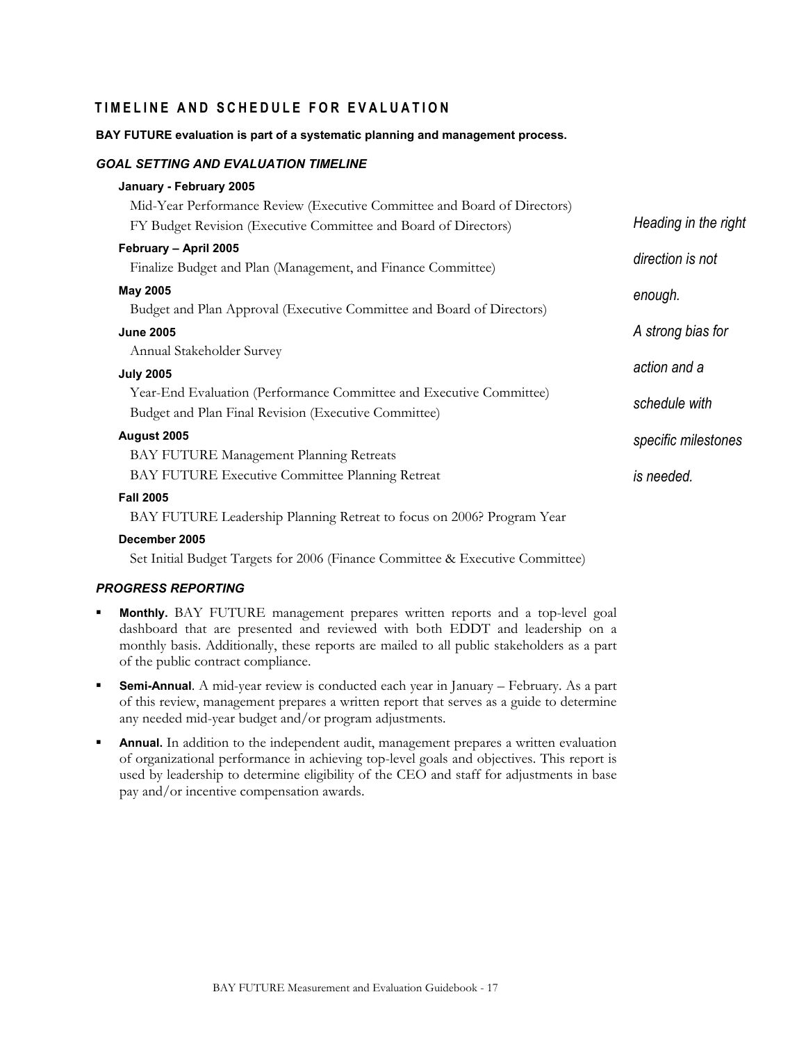## TIMELINE AND SCHEDULE FOR EVALUATION

**BAY FUTURE evaluation is part of a systematic planning and management process.**

### *GOAL SETTING AND EVALUATION TIMELINE*

**January - February 2005**

Mid-Year Performance Review (Executive Committee and Board of Directors)

FY Budget Revision (Executive Committee and Board of Directors)

**February – April 2005**

Finalize Budget and Plan (Management, and Finance Committee)

**May 2005**

Budget and Plan Approval (Executive Committee and Board of Directors)

**June 2005**

Annual Stakeholder Survey

**July 2005**

Year-End Evaluation (Performance Committee and Executive Committee)

Budget and Plan Final Revision (Executive Committee)

**August 2005**

BAY FUTURE Management Planning Retreats

BAY FUTURE Executive Committee Planning Retreat

**Fall 2005**

BAY FUTURE Leadership Planning Retreat to focus on 2006? Program Year

**December 2005**

Set Initial Budget Targets for 2006 (Finance Committee & Executive Committee)

*Heading in the right direction is not enough. A strong bias for action and a schedule with specific milestones is needed.*

### *PROGRESS REPORTING*

- **Monthly.** BAY FUTURE management prepares written reports and a top-level goal dashboard that are presented and reviewed with both EDDT and leadership on a monthly basis. Additionally, these reports are mailed to all public stakeholders as a part of the public contract compliance.
- **Semi-Annual**. A mid-year review is conducted each year in January – February. As a part of this review, management prepares a written report that serves as a guide to determine any needed mid-year budget and/or program adjustments.
- **Annual.** In addition to the independent audit, management prepares a written evaluation of organizational performance in achieving top-level goals and objectives. This report is used by leadership to determine eligibility of the CEO and staff for adjustments in base pay and/or incentive compensation awards.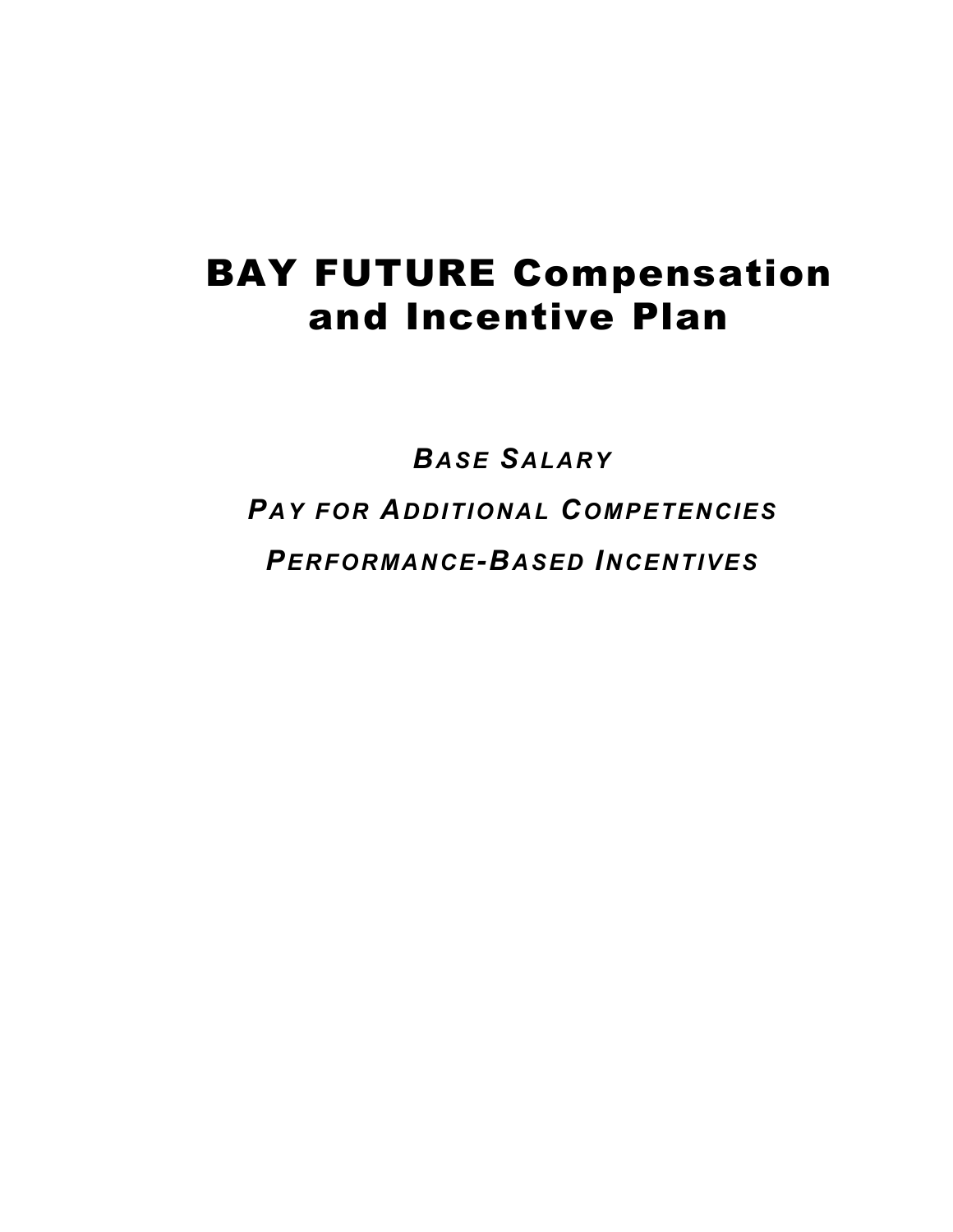# BAY FUTURE Compensation and Incentive Plan

***BASE SALARY***

***PAY FOR ADDITIONAL COMPETENCIES***

***PERFORMANCE-BASED INCENTIVES***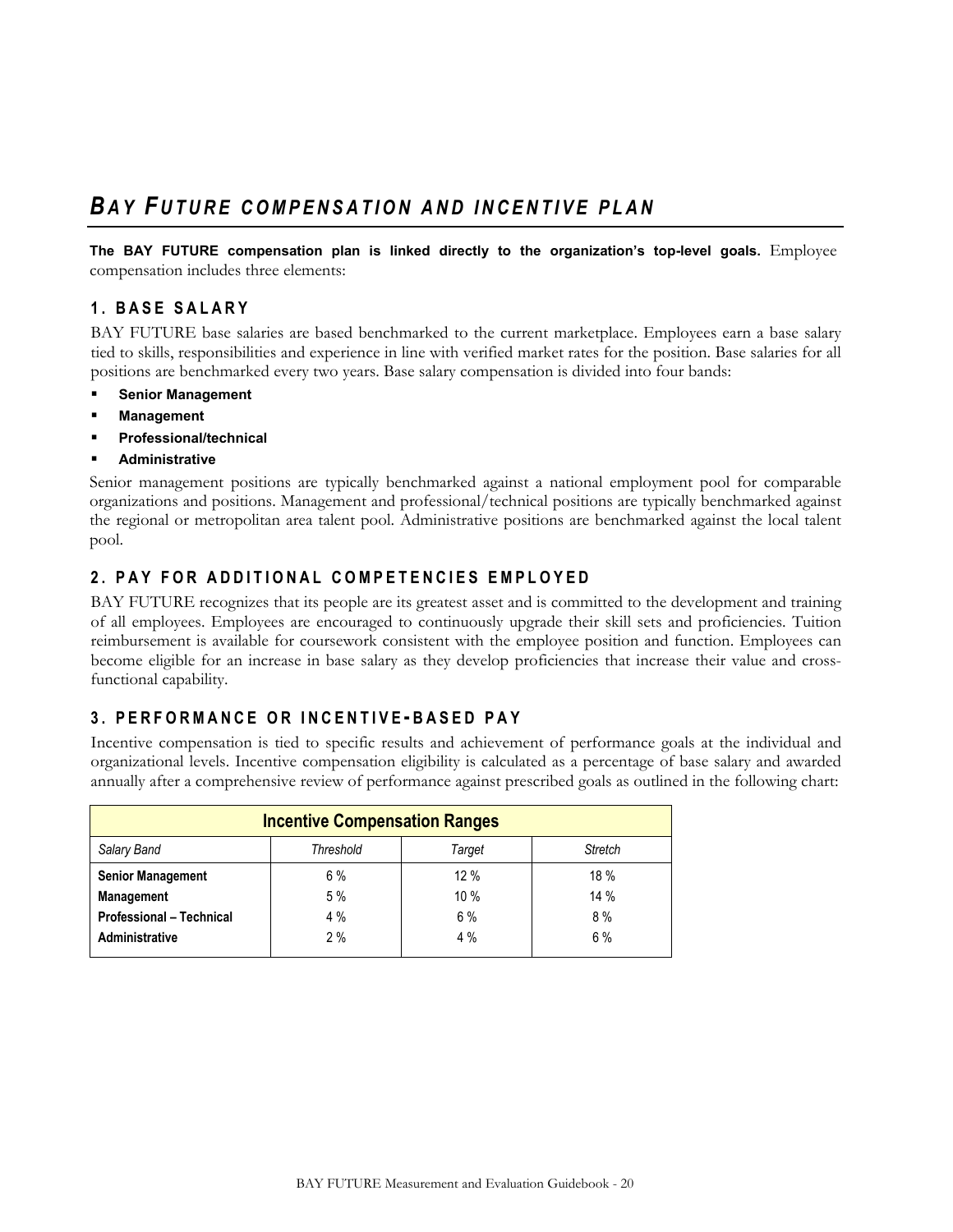# *BAY FUTURE COMPENSATION AND INCENTIVE PLAN*

**The BAY FUTURE compensation plan is linked directly to the organization's top-level goals.** Employee compensation includes three elements:

## 1. BASE SALARY

BAY FUTURE base salaries are based benchmarked to the current marketplace. Employees earn a base salary tied to skills, responsibilities and experience in line with verified market rates for the position. Base salaries for all positions are benchmarked every two years. Base salary compensation is divided into four bands:

- **Senior Management**
- **Management**
- **Professional/technical**
- **Administrative**

Senior management positions are typically benchmarked against a national employment pool for comparable organizations and positions. Management and professional/technical positions are typically benchmarked against the regional or metropolitan area talent pool. Administrative positions are benchmarked against the local talent pool.

## 2. PAY FOR ADDITIONAL COMPETENCIES EMPLOYED

BAY FUTURE recognizes that its people are its greatest asset and is committed to the development and training of all employees. Employees are encouraged to continuously upgrade their skill sets and proficiencies. Tuition reimbursement is available for coursework consistent with the employee position and function. Employees can become eligible for an increase in base salary as they develop proficiencies that increase their value and cross-functional capability.

## 3. PERFORMANCE OR INCENTIVE-BASED PAY

Incentive compensation is tied to specific results and achievement of performance goals at the individual and organizational levels. Incentive compensation eligibility is calculated as a percentage of base salary and awarded annually after a comprehensive review of performance against prescribed goals as outlined in the following chart:

| **Incentive Compensation Ranges** | | | |
|---|---|---|---|
| *Salary Band* | *Threshold* | *Target* | *Stretch* |
| **Senior Management** | 6 % | 12 % | 18 % |
| **Management** | 5 % | 10 % | 14 % |
| **Professional – Technical** | 4 % | 6 % | 8 % |
| **Administrative** | 2 % | 4 % | 6 % |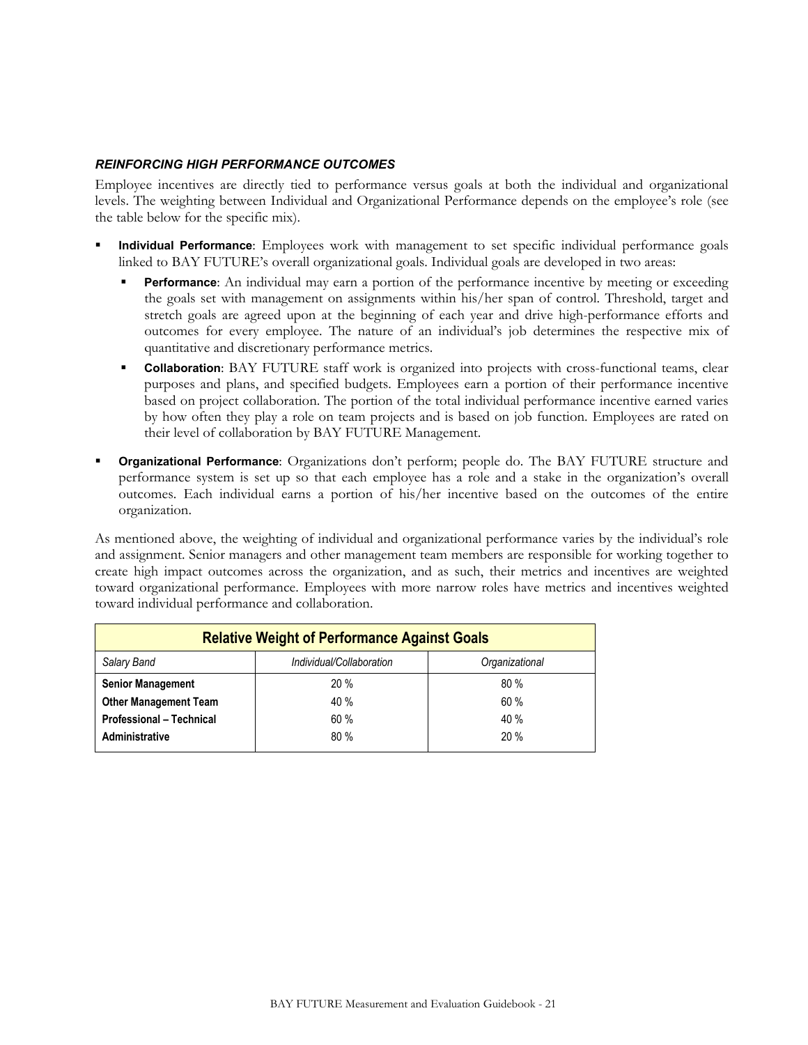### *REINFORCING HIGH PERFORMANCE OUTCOMES*

Employee incentives are directly tied to performance versus goals at both the individual and organizational levels. The weighting between Individual and Organizational Performance depends on the employee's role (see the table below for the specific mix).

- **Individual Performance**: Employees work with management to set specific individual performance goals linked to BAY FUTURE's overall organizational goals. Individual goals are developed in two areas:
  - **Performance**: An individual may earn a portion of the performance incentive by meeting or exceeding the goals set with management on assignments within his/her span of control. Threshold, target and stretch goals are agreed upon at the beginning of each year and drive high-performance efforts and outcomes for every employee. The nature of an individual's job determines the respective mix of quantitative and discretionary performance metrics.
  - **Collaboration**: BAY FUTURE staff work is organized into projects with cross-functional teams, clear purposes and plans, and specified budgets. Employees earn a portion of their performance incentive based on project collaboration. The portion of the total individual performance incentive earned varies by how often they play a role on team projects and is based on job function. Employees are rated on their level of collaboration by BAY FUTURE Management.
- **Organizational Performance**: Organizations don't perform; people do. The BAY FUTURE structure and performance system is set up so that each employee has a role and a stake in the organization's overall outcomes. Each individual earns a portion of his/her incentive based on the outcomes of the entire organization.

As mentioned above, the weighting of individual and organizational performance varies by the individual's role and assignment. Senior managers and other management team members are responsible for working together to create high impact outcomes across the organization, and as such, their metrics and incentives are weighted toward organizational performance. Employees with more narrow roles have metrics and incentives weighted toward individual performance and collaboration.

| Relative Weight of Performance Against Goals | | |
|---|---|---|
| *Salary Band* | *Individual/Collaboration* | *Organizational* |
| **Senior Management** | 20 % | 80 % |
| **Other Management Team** | 40 % | 60 % |
| **Professional – Technical** | 60 % | 40 % |
| **Administrative** | 80 % | 20 % |